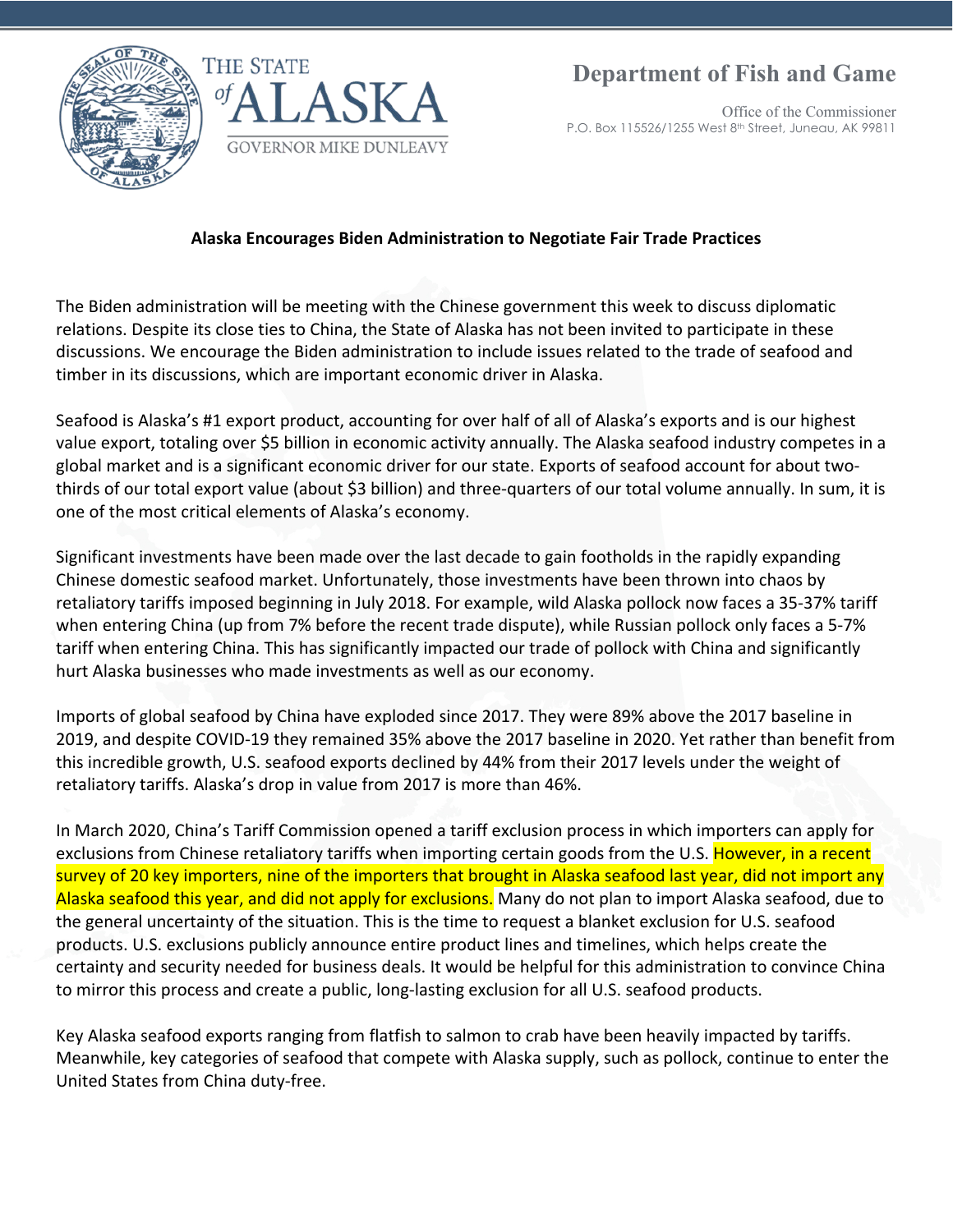THE STATE of ALASKA

GOVERNOR MIKE DUNLEAVY

# Department of Fish and Game

Office of the Commissioner
P.O. Box 115526/1255 West 8th Street, Juneau, AK 99811

**Alaska Encourages Biden Administration to Negotiate Fair Trade Practices**

The Biden administration will be meeting with the Chinese government this week to discuss diplomatic relations. Despite its close ties to China, the State of Alaska has not been invited to participate in these discussions. We encourage the Biden administration to include issues related to the trade of seafood and timber in its discussions, which are important economic driver in Alaska.

Seafood is Alaska's #1 export product, accounting for over half of all of Alaska's exports and is our highest value export, totaling over $5 billion in economic activity annually. The Alaska seafood industry competes in a global market and is a significant economic driver for our state. Exports of seafood account for about two-thirds of our total export value (about $3 billion) and three-quarters of our total volume annually. In sum, it is one of the most critical elements of Alaska's economy.

Significant investments have been made over the last decade to gain footholds in the rapidly expanding Chinese domestic seafood market. Unfortunately, those investments have been thrown into chaos by retaliatory tariffs imposed beginning in July 2018. For example, wild Alaska pollock now faces a 35-37% tariff when entering China (up from 7% before the recent trade dispute), while Russian pollock only faces a 5-7% tariff when entering China. This has significantly impacted our trade of pollock with China and significantly hurt Alaska businesses who made investments as well as our economy.

Imports of global seafood by China have exploded since 2017. They were 89% above the 2017 baseline in 2019, and despite COVID-19 they remained 35% above the 2017 baseline in 2020. Yet rather than benefit from this incredible growth, U.S. seafood exports declined by 44% from their 2017 levels under the weight of retaliatory tariffs. Alaska's drop in value from 2017 is more than 46%.

In March 2020, China's Tariff Commission opened a tariff exclusion process in which importers can apply for exclusions from Chinese retaliatory tariffs when importing certain goods from the U.S. However, in a recent survey of 20 key importers, nine of the importers that brought in Alaska seafood last year, did not import any Alaska seafood this year, and did not apply for exclusions. Many do not plan to import Alaska seafood, due to the general uncertainty of the situation. This is the time to request a blanket exclusion for U.S. seafood products. U.S. exclusions publicly announce entire product lines and timelines, which helps create the certainty and security needed for business deals. It would be helpful for this administration to convince China to mirror this process and create a public, long-lasting exclusion for all U.S. seafood products.

Key Alaska seafood exports ranging from flatfish to salmon to crab have been heavily impacted by tariffs. Meanwhile, key categories of seafood that compete with Alaska supply, such as pollock, continue to enter the United States from China duty-free.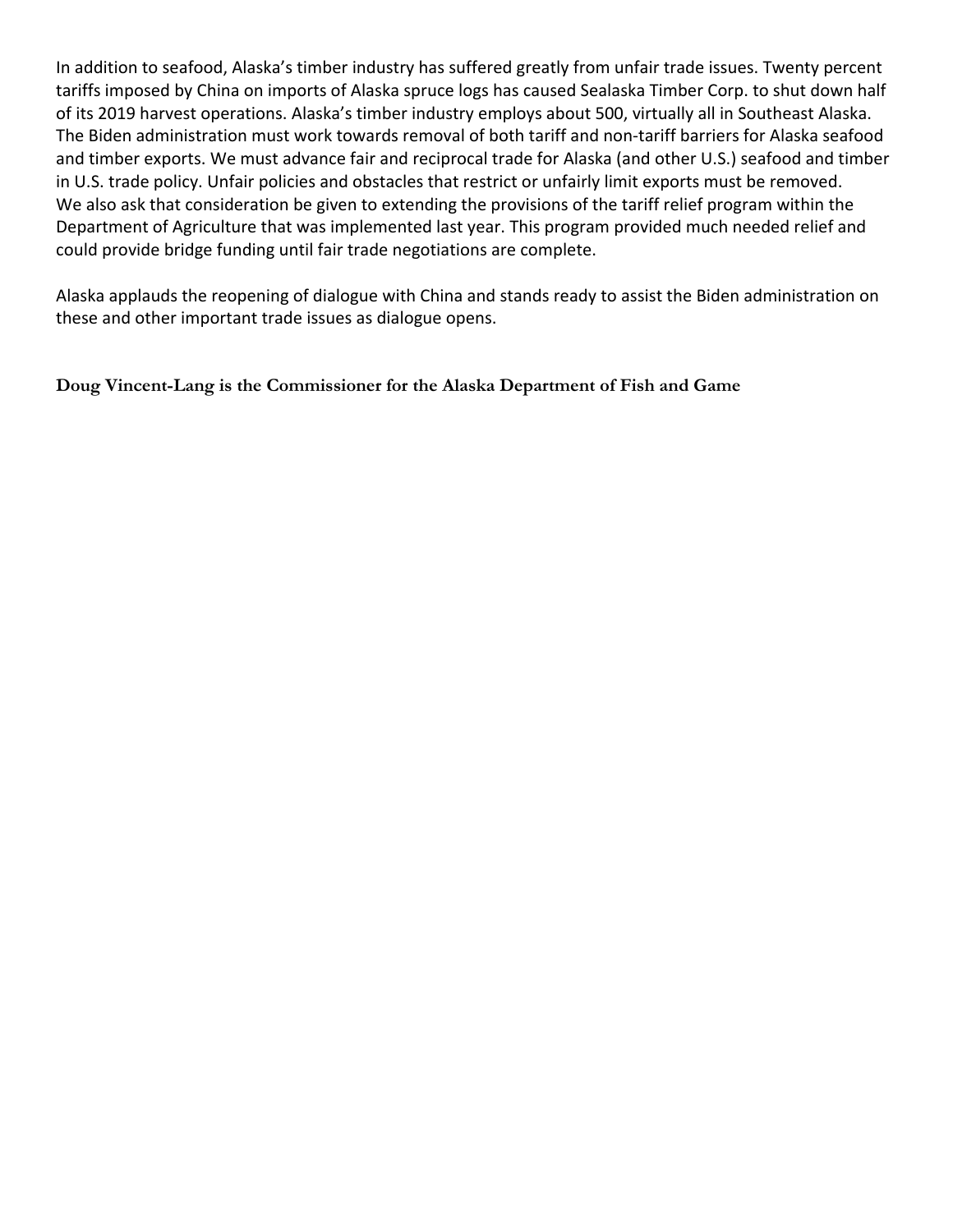In addition to seafood, Alaska's timber industry has suffered greatly from unfair trade issues. Twenty percent tariffs imposed by China on imports of Alaska spruce logs has caused Sealaska Timber Corp. to shut down half of its 2019 harvest operations. Alaska's timber industry employs about 500, virtually all in Southeast Alaska. The Biden administration must work towards removal of both tariff and non-tariff barriers for Alaska seafood and timber exports. We must advance fair and reciprocal trade for Alaska (and other U.S.) seafood and timber in U.S. trade policy. Unfair policies and obstacles that restrict or unfairly limit exports must be removed. We also ask that consideration be given to extending the provisions of the tariff relief program within the Department of Agriculture that was implemented last year. This program provided much needed relief and could provide bridge funding until fair trade negotiations are complete.

Alaska applauds the reopening of dialogue with China and stands ready to assist the Biden administration on these and other important trade issues as dialogue opens.

**Doug Vincent-Lang is the Commissioner for the Alaska Department of Fish and Game**